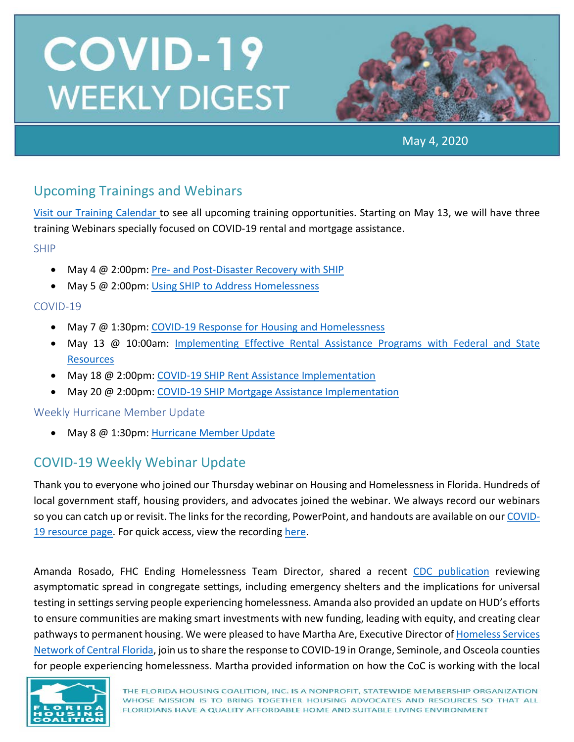# COVID-19 WEEKLY DIGEST

May 4, 2020

## Upcoming Trainings and Webinars

Visit our Training Calendar to see all upcoming training opportunities. Starting on May 13, we will have three training Webinars specially focused on COVID-19 rental and mortgage assistance.

### SHIP

- May 4 @ 2:00pm: Pre- and Post-Disaster Recovery with SHIP
- May 5 @ 2:00pm: Using SHIP to Address Homelessness

### COVID-19

- May 7 @ 1:30pm: COVID-19 Response for Housing and Homelessness
- May 13 @ 10:00am: Implementing Effective Rental Assistance Programs with Federal and State Resources
- May 18 @ 2:00pm: COVID-19 SHIP Rent Assistance Implementation
- May 20 @ 2:00pm: COVID-19 SHIP Mortgage Assistance Implementation

### Weekly Hurricane Member Update

- May 8 @ 1:30pm: Hurricane Member Update

## COVID-19 Weekly Webinar Update

Thank you to everyone who joined our Thursday webinar on Housing and Homelessness in Florida. Hundreds of local government staff, housing providers, and advocates joined the webinar. We always record our webinars so you can catch up or revisit. The links for the recording, PowerPoint, and handouts are available on our COVID-19 resource page. For quick access, view the recording here.

Amanda Rosado, FHC Ending Homelessness Team Director, shared a recent CDC publication reviewing asymptomatic spread in congregate settings, including emergency shelters and the implications for universal testing in settings serving people experiencing homelessness. Amanda also provided an update on HUD's efforts to ensure communities are making smart investments with new funding, leading with equity, and creating clear pathways to permanent housing. We were pleased to have Martha Are, Executive Director of Homeless Services Network of Central Florida, join us to share the response to COVID-19 in Orange, Seminole, and Osceola counties for people experiencing homelessness. Martha provided information on how the CoC is working with the local

THE FLORIDA HOUSING COALITION, INC. IS A NONPROFIT, STATEWIDE MEMBERSHIP ORGANIZATION WHOSE MISSION IS TO BRING TOGETHER HOUSING ADVOCATES AND RESOURCES SO THAT ALL FLORIDIANS HAVE A QUALITY AFFORDABLE HOME AND SUITABLE LIVING ENVIRONMENT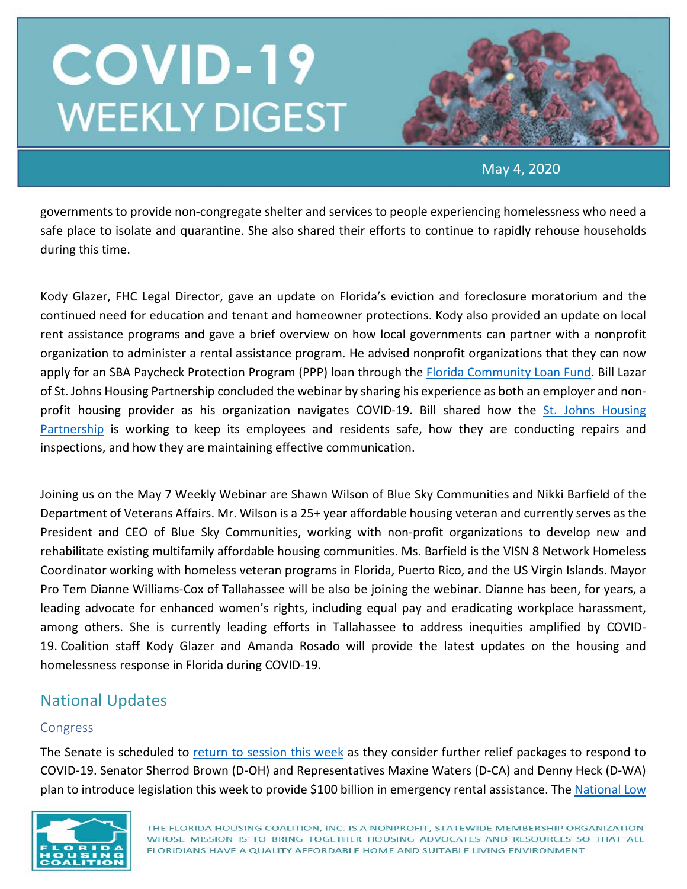governments to provide non-congregate shelter and services to people experiencing homelessness who need a safe place to isolate and quarantine. She also shared their efforts to continue to rapidly rehouse households during this time.

Kody Glazer, FHC Legal Director, gave an update on Florida's eviction and foreclosure moratorium and the continued need for education and tenant and homeowner protections. Kody also provided an update on local rent assistance programs and gave a brief overview on how local governments can partner with a nonprofit organization to administer a rental assistance program. He advised nonprofit organizations that they can now apply for an SBA Paycheck Protection Program (PPP) loan through the Florida Community Loan Fund. Bill Lazar of St. Johns Housing Partnership concluded the webinar by sharing his experience as both an employer and non-profit housing provider as his organization navigates COVID-19. Bill shared how the St. Johns Housing Partnership is working to keep its employees and residents safe, how they are conducting repairs and inspections, and how they are maintaining effective communication.

Joining us on the May 7 Weekly Webinar are Shawn Wilson of Blue Sky Communities and Nikki Barfield of the Department of Veterans Affairs. Mr. Wilson is a 25+ year affordable housing veteran and currently serves as the President and CEO of Blue Sky Communities, working with non-profit organizations to develop new and rehabilitate existing multifamily affordable housing communities. Ms. Barfield is the VISN 8 Network Homeless Coordinator working with homeless veteran programs in Florida, Puerto Rico, and the US Virgin Islands. Mayor Pro Tem Dianne Williams-Cox of Tallahassee will be also be joining the webinar. Dianne has been, for years, a leading advocate for enhanced women's rights, including equal pay and eradicating workplace harassment, among others. She is currently leading efforts in Tallahassee to address inequities amplified by COVID-19. Coalition staff Kody Glazer and Amanda Rosado will provide the latest updates on the housing and homelessness response in Florida during COVID-19.

## National Updates

### Congress

The Senate is scheduled to return to session this week as they consider further relief packages to respond to COVID-19. Senator Sherrod Brown (D-OH) and Representatives Maxine Waters (D-CA) and Denny Heck (D-WA) plan to introduce legislation this week to provide $100 billion in emergency rental assistance. The National Low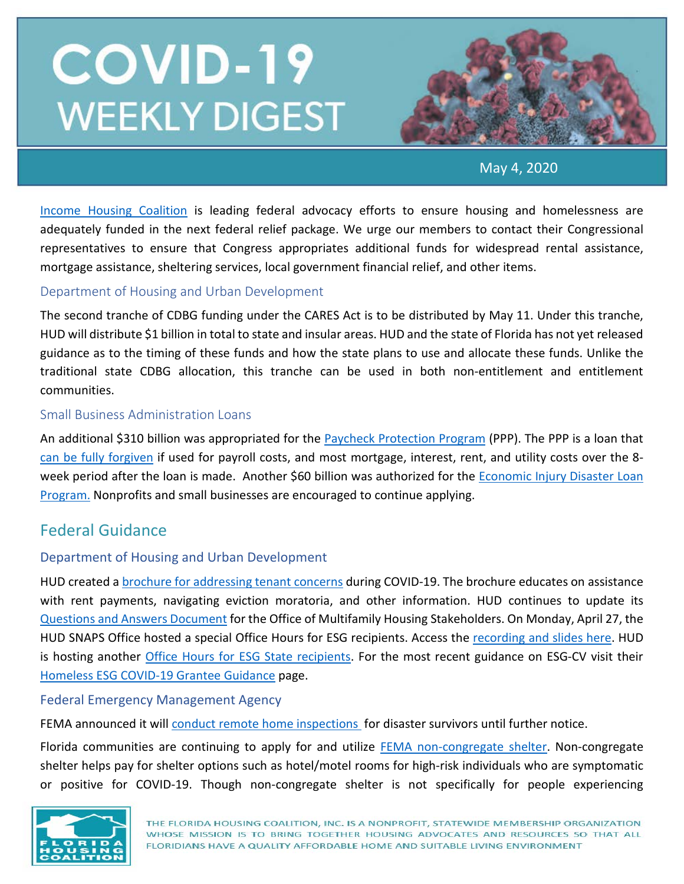Income Housing Coalition is leading federal advocacy efforts to ensure housing and homelessness are adequately funded in the next federal relief package. We urge our members to contact their Congressional representatives to ensure that Congress appropriates additional funds for widespread rental assistance, mortgage assistance, sheltering services, local government financial relief, and other items.

### Department of Housing and Urban Development

The second tranche of CDBG funding under the CARES Act is to be distributed by May 11. Under this tranche, HUD will distribute $1 billion in total to state and insular areas. HUD and the state of Florida has not yet released guidance as to the timing of these funds and how the state plans to use and allocate these funds. Unlike the traditional state CDBG allocation, this tranche can be used in both non-entitlement and entitlement communities.

### Small Business Administration Loans

An additional $310 billion was appropriated for the Paycheck Protection Program (PPP). The PPP is a loan that can be fully forgiven if used for payroll costs, and most mortgage, interest, rent, and utility costs over the 8-week period after the loan is made. Another $60 billion was authorized for the Economic Injury Disaster Loan Program. Nonprofits and small businesses are encouraged to continue applying.

## Federal Guidance

### Department of Housing and Urban Development

HUD created a brochure for addressing tenant concerns during COVID-19. The brochure educates on assistance with rent payments, navigating eviction moratoria, and other information. HUD continues to update its Questions and Answers Document for the Office of Multifamily Housing Stakeholders. On Monday, April 27, the HUD SNAPS Office hosted a special Office Hours for ESG recipients. Access the recording and slides here. HUD is hosting another Office Hours for ESG State recipients. For the most recent guidance on ESG-CV visit their Homeless ESG COVID-19 Grantee Guidance page.

### Federal Emergency Management Agency

FEMA announced it will conduct remote home inspections for disaster survivors until further notice.

Florida communities are continuing to apply for and utilize FEMA non-congregate shelter. Non-congregate shelter helps pay for shelter options such as hotel/motel rooms for high-risk individuals who are symptomatic or positive for COVID-19. Though non-congregate shelter is not specifically for people experiencing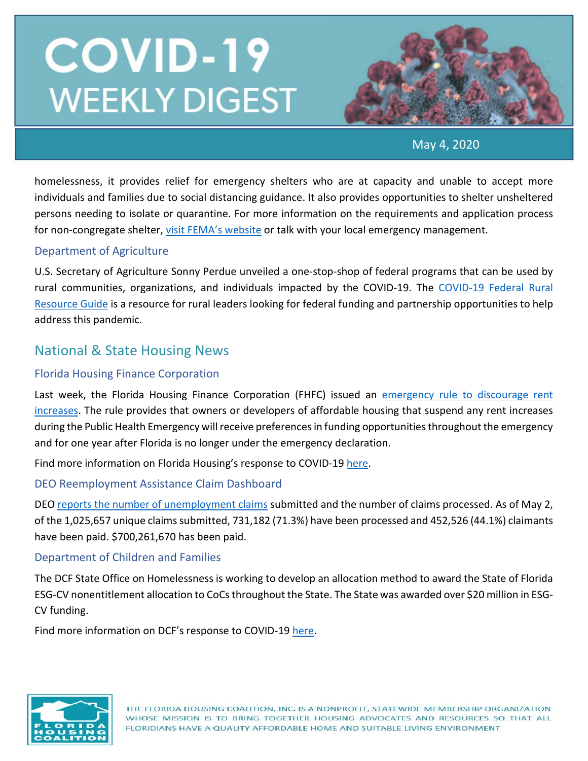homelessness, it provides relief for emergency shelters who are at capacity and unable to accept more individuals and families due to social distancing guidance. It also provides opportunities to shelter unsheltered persons needing to isolate or quarantine. For more information on the requirements and application process for non-congregate shelter, visit FEMA's website or talk with your local emergency management.

### Department of Agriculture

U.S. Secretary of Agriculture Sonny Perdue unveiled a one-stop-shop of federal programs that can be used by rural communities, organizations, and individuals impacted by the COVID-19. The COVID-19 Federal Rural Resource Guide is a resource for rural leaders looking for federal funding and partnership opportunities to help address this pandemic.

## National & State Housing News

### Florida Housing Finance Corporation

Last week, the Florida Housing Finance Corporation (FHFC) issued an emergency rule to discourage rent increases. The rule provides that owners or developers of affordable housing that suspend any rent increases during the Public Health Emergency will receive preferences in funding opportunities throughout the emergency and for one year after Florida is no longer under the emergency declaration.

Find more information on Florida Housing's response to COVID-19 here.

### DEO Reemployment Assistance Claim Dashboard

DEO reports the number of unemployment claims submitted and the number of claims processed. As of May 2, of the 1,025,657 unique claims submitted, 731,182 (71.3%) have been processed and 452,526 (44.1%) claimants have been paid. $700,261,670 has been paid.

### Department of Children and Families

The DCF State Office on Homelessness is working to develop an allocation method to award the State of Florida ESG-CV nonentitlement allocation to CoCs throughout the State. The State was awarded over $20 million in ESG-CV funding.

Find more information on DCF's response to COVID-19 here.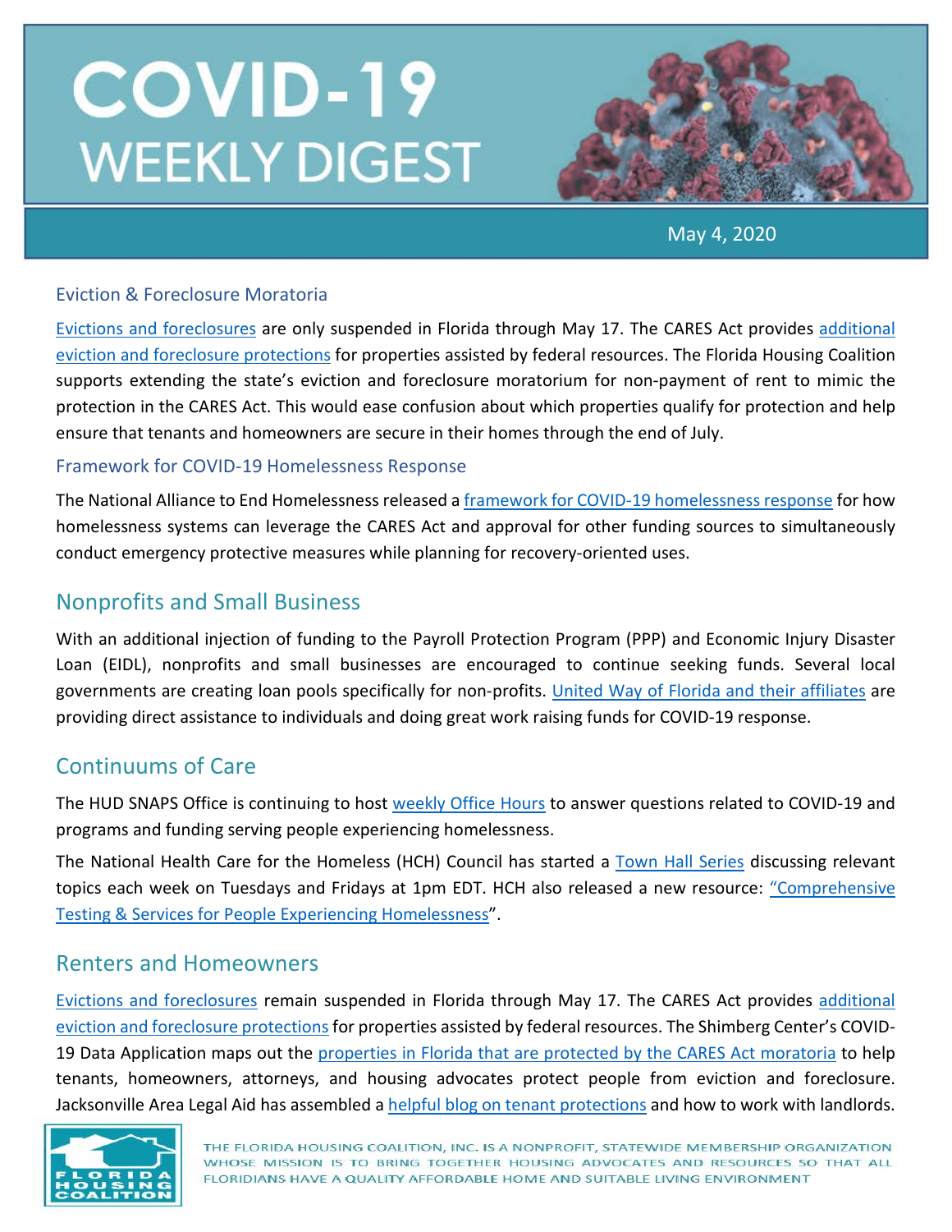# COVID-19 WEEKLY DIGEST

May 4, 2020

### Eviction & Foreclosure Moratoria

Evictions and foreclosures are only suspended in Florida through May 17. The CARES Act provides additional eviction and foreclosure protections for properties assisted by federal resources. The Florida Housing Coalition supports extending the state's eviction and foreclosure moratorium for non-payment of rent to mimic the protection in the CARES Act. This would ease confusion about which properties qualify for protection and help ensure that tenants and homeowners are secure in their homes through the end of July.

### Framework for COVID-19 Homelessness Response

The National Alliance to End Homelessness released a framework for COVID-19 homelessness response for how homelessness systems can leverage the CARES Act and approval for other funding sources to simultaneously conduct emergency protective measures while planning for recovery-oriented uses.

## Nonprofits and Small Business

With an additional injection of funding to the Payroll Protection Program (PPP) and Economic Injury Disaster Loan (EIDL), nonprofits and small businesses are encouraged to continue seeking funds. Several local governments are creating loan pools specifically for non-profits. United Way of Florida and their affiliates are providing direct assistance to individuals and doing great work raising funds for COVID-19 response.

## Continuums of Care

The HUD SNAPS Office is continuing to host weekly Office Hours to answer questions related to COVID-19 and programs and funding serving people experiencing homelessness.

The National Health Care for the Homeless (HCH) Council has started a Town Hall Series discussing relevant topics each week on Tuesdays and Fridays at 1pm EDT. HCH also released a new resource: "Comprehensive Testing & Services for People Experiencing Homelessness".

## Renters and Homeowners

Evictions and foreclosures remain suspended in Florida through May 17. The CARES Act provides additional eviction and foreclosure protections for properties assisted by federal resources. The Shimberg Center's COVID-19 Data Application maps out the properties in Florida that are protected by the CARES Act moratoria to help tenants, homeowners, attorneys, and housing advocates protect people from eviction and foreclosure. Jacksonville Area Legal Aid has assembled a helpful blog on tenant protections and how to work with landlords.

THE FLORIDA HOUSING COALITION, INC. IS A NONPROFIT, STATEWIDE MEMBERSHIP ORGANIZATION WHOSE MISSION IS TO BRING TOGETHER HOUSING ADVOCATES AND RESOURCES SO THAT ALL FLORIDIANS HAVE A QUALITY AFFORDABLE HOME AND SUITABLE LIVING ENVIRONMENT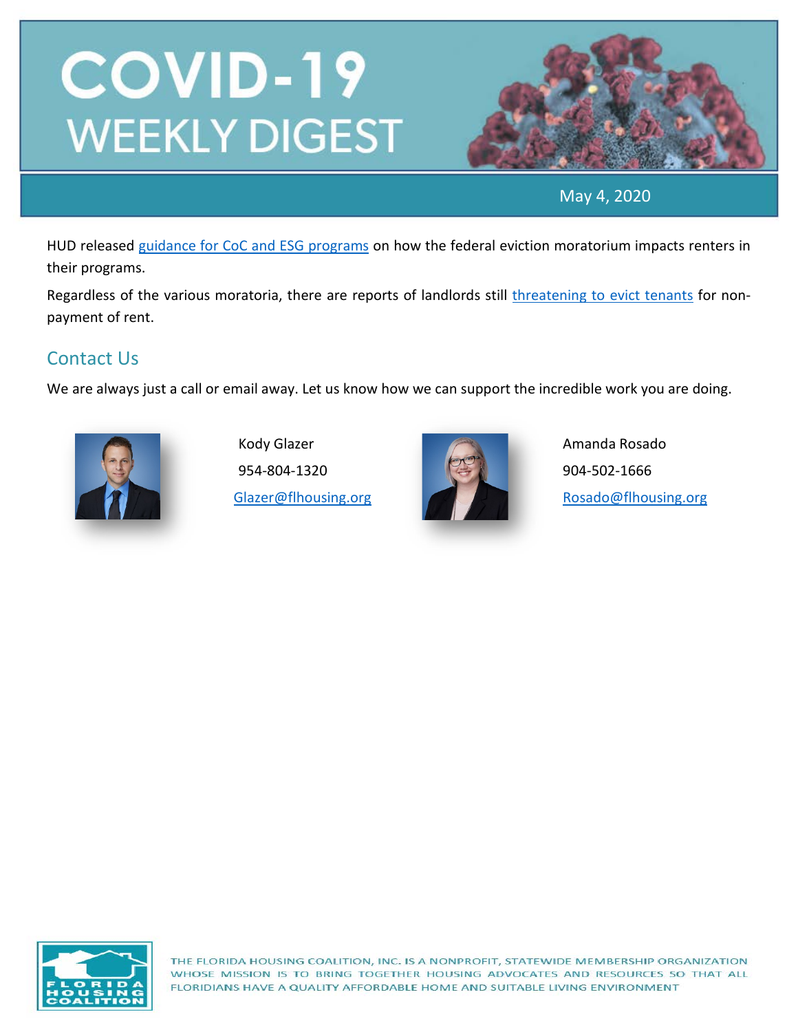# COVID-19 WEEKLY DIGEST

May 4, 2020

HUD released guidance for CoC and ESG programs on how the federal eviction moratorium impacts renters in their programs.

Regardless of the various moratoria, there are reports of landlords still threatening to evict tenants for non-payment of rent.

## Contact Us

We are always just a call or email away. Let us know how we can support the incredible work you are doing.

Kody Glazer
954-804-1320
Glazer@flhousing.org

Amanda Rosado
904-502-1666
Rosado@flhousing.org

FLORIDA HOUSING COALITION

THE FLORIDA HOUSING COALITION, INC. IS A NONPROFIT, STATEWIDE MEMBERSHIP ORGANIZATION WHOSE MISSION IS TO BRING TOGETHER HOUSING ADVOCATES AND RESOURCES SO THAT ALL FLORIDIANS HAVE A QUALITY AFFORDABLE HOME AND SUITABLE LIVING ENVIRONMENT